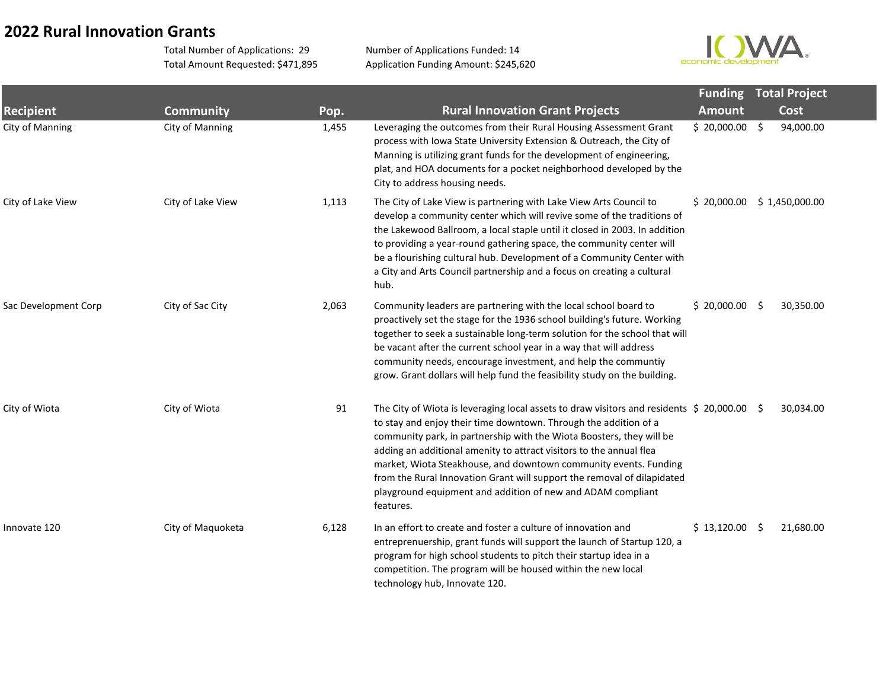# 2022 Rural Innovation Grants

Total Number of Applications: 29
Total Amount Requested: $471,895

Number of Applications Funded: 14
Application Funding Amount: $245,620

| Recipient | Community | Pop. | Rural Innovation Grant Projects | Funding Amount | Total Project Cost |
|---|---|---|---|---|---|
| City of Manning | City of Manning | 1,455 | Leveraging the outcomes from their Rural Housing Assessment Grant process with Iowa State University Extension & Outreach, the City of Manning is utilizing grant funds for the development of engineering, plat, and HOA documents for a pocket neighborhood developed by the City to address housing needs. | $ 20,000.00 | $ 94,000.00 |
| City of Lake View | City of Lake View | 1,113 | The City of Lake View is partnering with Lake View Arts Council to develop a community center which will revive some of the traditions of the Lakewood Ballroom, a local staple until it closed in 2003. In addition to providing a year-round gathering space, the community center will be a flourishing cultural hub. Development of a Community Center with a City and Arts Council partnership and a focus on creating a cultural hub. | $ 20,000.00 | $ 1,450,000.00 |
| Sac Development Corp | City of Sac City | 2,063 | Community leaders are partnering with the local school board to proactively set the stage for the 1936 school building's future. Working together to seek a sustainable long-term solution for the school that will be vacant after the current school year in a way that will address community needs, encourage investment, and help the communtiy grow. Grant dollars will help fund the feasibility study on the building. | $ 20,000.00 | $ 30,350.00 |
| City of Wiota | City of Wiota | 91 | The City of Wiota is leveraging local assets to draw visitors and residents to stay and enjoy their time downtown. Through the addition of a community park, in partnership with the Wiota Boosters, they will be adding an additional amenity to attract visitors to the annual flea market, Wiota Steakhouse, and downtown community events. Funding from the Rural Innovation Grant will support the removal of dilapidated playground equipment and addition of new and ADAM compliant features. | $ 20,000.00 | $ 30,034.00 |
| Innovate 120 | City of Maquoketa | 6,128 | In an effort to create and foster a culture of innovation and entreprenuership, grant funds will support the launch of Startup 120, a program for high school students to pitch their startup idea in a competition. The program will be housed within the new local technology hub, Innovate 120. | $ 13,120.00 | $ 21,680.00 |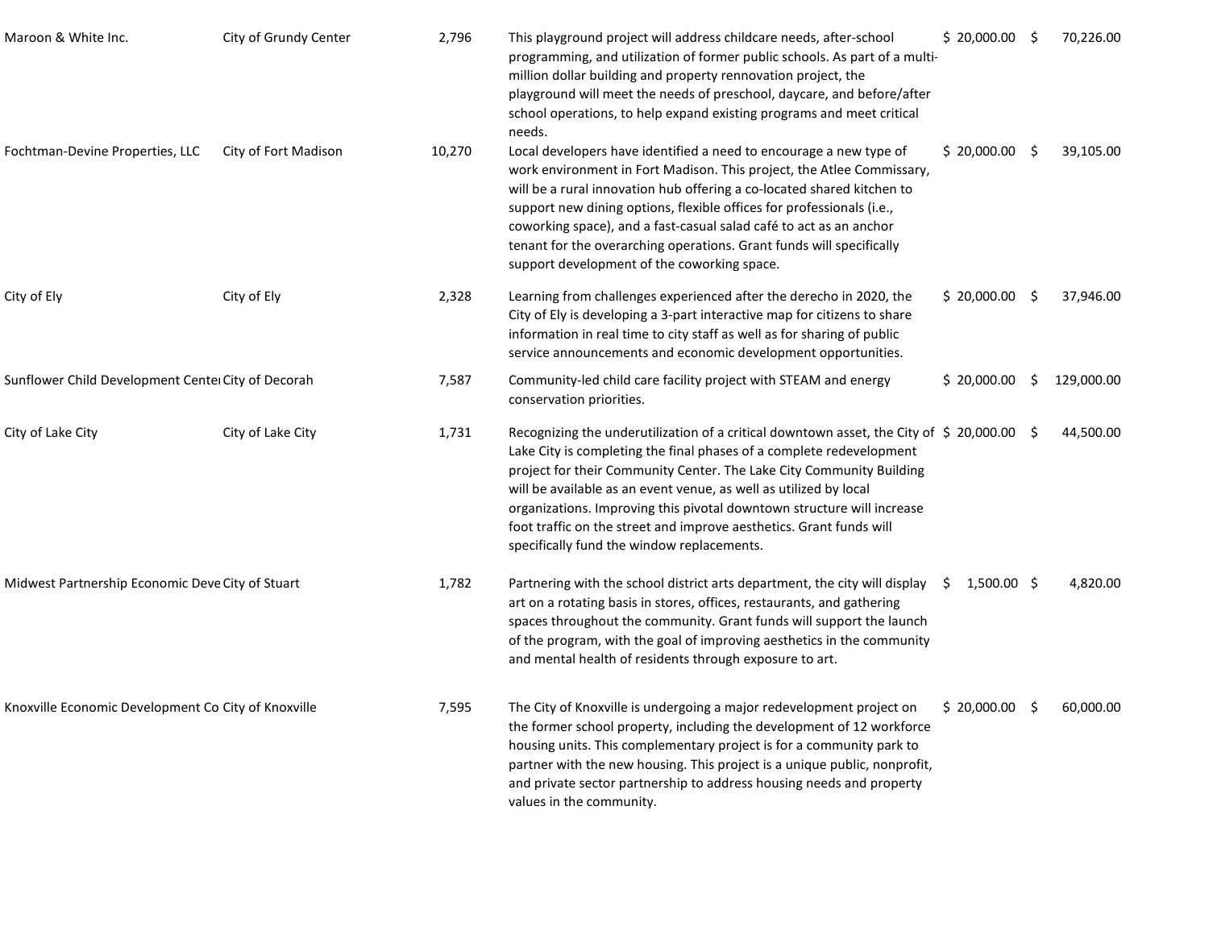| | | | | | |
|---|---|---|---|---|---|
| Maroon & White Inc. | City of Grundy Center | 2,796 | This playground project will address childcare needs, after-school programming, and utilization of former public schools. As part of a multi-million dollar building and property rennovation project, the playground will meet the needs of preschool, daycare, and before/after school operations, to help expand existing programs and meet critical needs. | $ 20,000.00 | $ 70,226.00 |
| Fochtman-Devine Properties, LLC | City of Fort Madison | 10,270 | Local developers have identified a need to encourage a new type of work environment in Fort Madison. This project, the Atlee Commissary, will be a rural innovation hub offering a co-located shared kitchen to support new dining options, flexible offices for professionals (i.e., coworking space), and a fast-casual salad café to act as an anchor tenant for the overarching operations. Grant funds will specifically support development of the coworking space. | $ 20,000.00 | $ 39,105.00 |
| City of Ely | City of Ely | 2,328 | Learning from challenges experienced after the derecho in 2020, the City of Ely is developing a 3-part interactive map for citizens to share information in real time to city staff as well as for sharing of public service announcements and economic development opportunities. | $ 20,000.00 | $ 37,946.00 |
| Sunflower Child Development Cente | City of Decorah | 7,587 | Community-led child care facility project with STEAM and energy conservation priorities. | $ 20,000.00 | $ 129,000.00 |
| City of Lake City | City of Lake City | 1,731 | Recognizing the underutilization of a critical downtown asset, the City of Lake City is completing the final phases of a complete redevelopment project for their Community Center. The Lake City Community Building will be available as an event venue, as well as utilized by local organizations. Improving this pivotal downtown structure will increase foot traffic on the street and improve aesthetics. Grant funds will specifically fund the window replacements. | $ 20,000.00 | $ 44,500.00 |
| Midwest Partnership Economic Deve | City of Stuart | 1,782 | Partnering with the school district arts department, the city will display art on a rotating basis in stores, offices, restaurants, and gathering spaces throughout the community. Grant funds will support the launch of the program, with the goal of improving aesthetics in the community and mental health of residents through exposure to art. | $ 1,500.00 | $ 4,820.00 |
| Knoxville Economic Development Co | City of Knoxville | 7,595 | The City of Knoxville is undergoing a major redevelopment project on the former school property, including the development of 12 workforce housing units. This complementary project is for a community park to partner with the new housing. This project is a unique public, nonprofit, and private sector partnership to address housing needs and property values in the community. | $ 20,000.00 | $ 60,000.00 |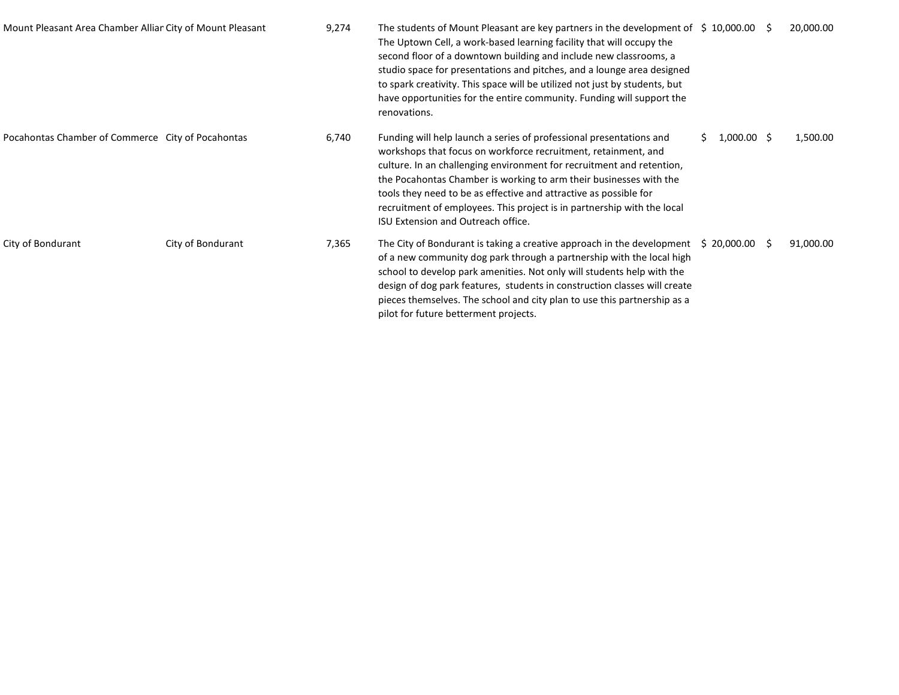| | | | | | |
|---|---|---|---|---|---|
| Mount Pleasant Area Chamber Alliar | City of Mount Pleasant | 9,274 | The students of Mount Pleasant are key partners in the development of The Uptown Cell, a work-based learning facility that will occupy the second floor of a downtown building and include new classrooms, a studio space for presentations and pitches, and a lounge area designed to spark creativity. This space will be utilized not just by students, but have opportunities for the entire community. Funding will support the renovations. | $ 10,000.00 | $ 20,000.00 |
| Pocahontas Chamber of Commerce | City of Pocahontas | 6,740 | Funding will help launch a series of professional presentations and workshops that focus on workforce recruitment, retainment, and culture. In an challenging environment for recruitment and retention, the Pocahontas Chamber is working to arm their businesses with the tools they need to be as effective and attractive as possible for recruitment of employees. This project is in partnership with the local ISU Extension and Outreach office. | $ 1,000.00 | $ 1,500.00 |
| City of Bondurant | City of Bondurant | 7,365 | The City of Bondurant is taking a creative approach in the development of a new community dog park through a partnership with the local high school to develop park amenities. Not only will students help with the design of dog park features, students in construction classes will create pieces themselves. The school and city plan to use this partnership as a pilot for future betterment projects. | $ 20,000.00 | $ 91,000.00 |